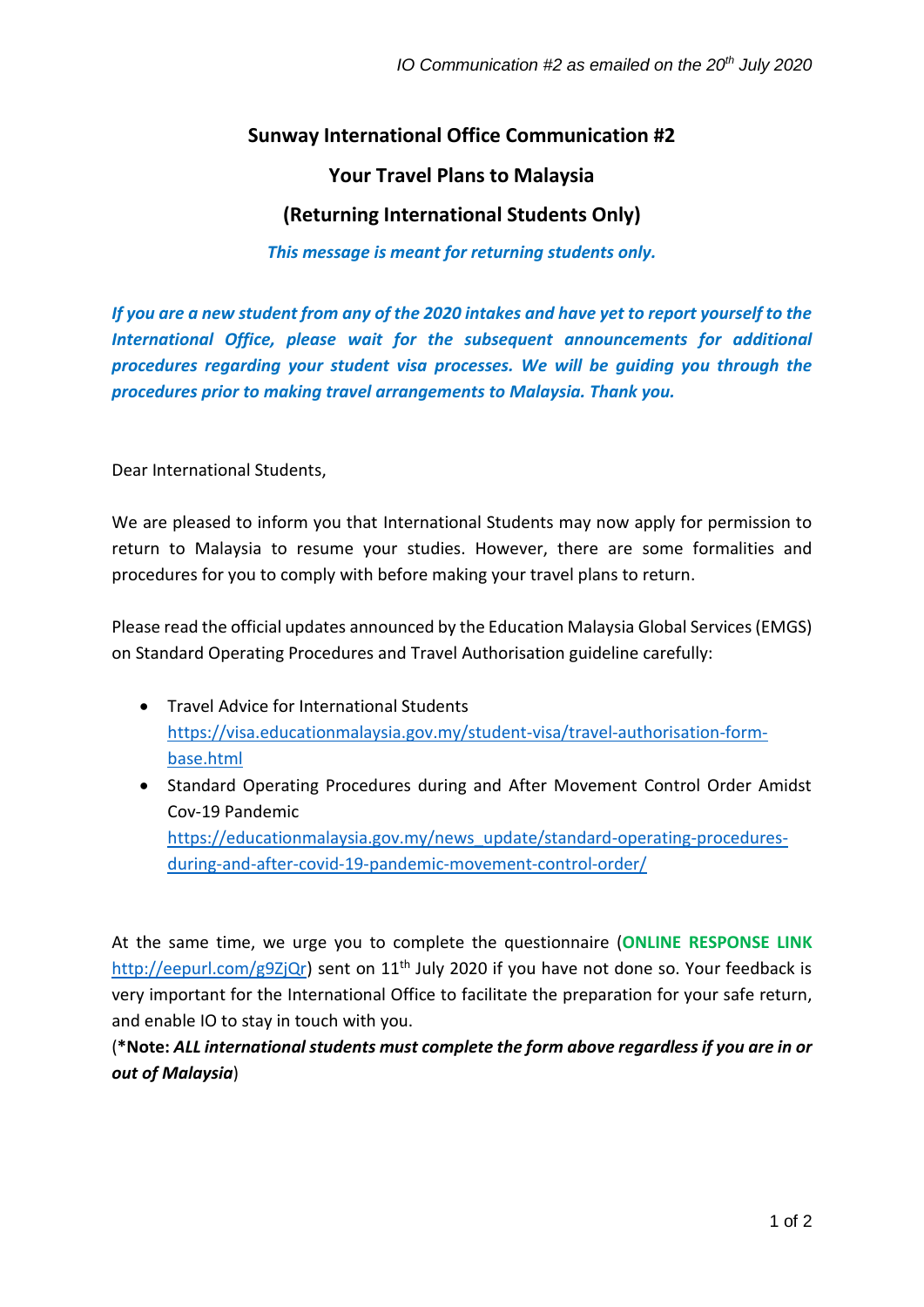*IO Communication #2 as emailed on the 20th July 2020*

# Sunway International Office Communication #2

## Your Travel Plans to Malaysia

## (Returning International Students Only)

***This message is meant for returning students only.***

***If you are a new student from any of the 2020 intakes and have yet to report yourself to the International Office, please wait for the subsequent announcements for additional procedures regarding your student visa processes. We will be guiding you through the procedures prior to making travel arrangements to Malaysia. Thank you.***

Dear International Students,

We are pleased to inform you that International Students may now apply for permission to return to Malaysia to resume your studies. However, there are some formalities and procedures for you to comply with before making your travel plans to return.

Please read the official updates announced by the Education Malaysia Global Services (EMGS) on Standard Operating Procedures and Travel Authorisation guideline carefully:

- Travel Advice for International Students
  https://visa.educationmalaysia.gov.my/student-visa/travel-authorisation-form-base.html
- Standard Operating Procedures during and After Movement Control Order Amidst Cov-19 Pandemic
  https://educationmalaysia.gov.my/news_update/standard-operating-procedures-during-and-after-covid-19-pandemic-movement-control-order/

At the same time, we urge you to complete the questionnaire (**ONLINE RESPONSE LINK** http://eepurl.com/g9ZjQr) sent on 11th July 2020 if you have not done so. Your feedback is very important for the International Office to facilitate the preparation for your safe return, and enable IO to stay in touch with you.

(***Note:*** ***ALL international students must complete the form above regardless if you are in or out of Malaysia***)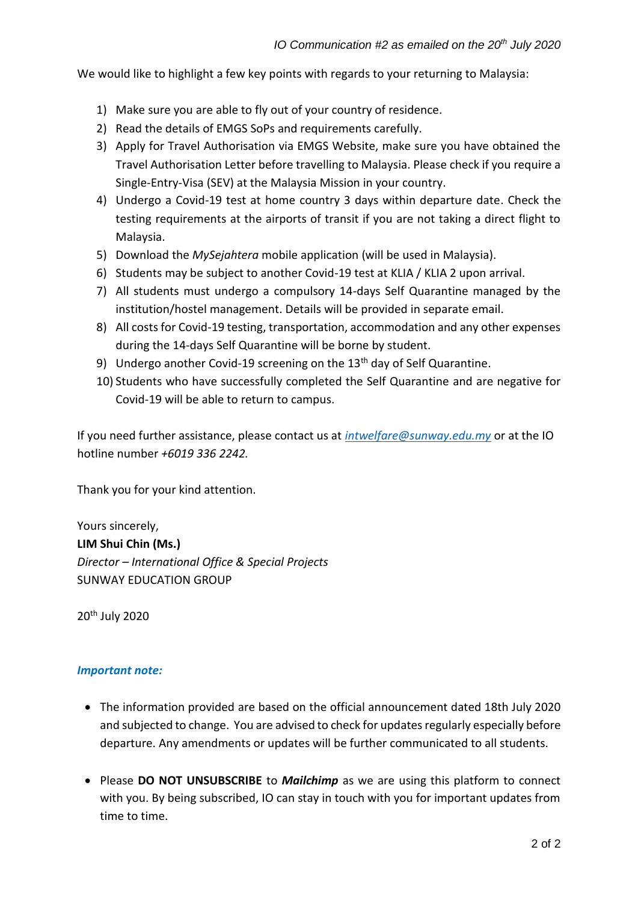*IO Communication #2 as emailed on the 20th July 2020*

We would like to highlight a few key points with regards to your returning to Malaysia:

1) Make sure you are able to fly out of your country of residence.
2) Read the details of EMGS SoPs and requirements carefully.
3) Apply for Travel Authorisation via EMGS Website, make sure you have obtained the Travel Authorisation Letter before travelling to Malaysia. Please check if you require a Single-Entry-Visa (SEV) at the Malaysia Mission in your country.
4) Undergo a Covid-19 test at home country 3 days within departure date. Check the testing requirements at the airports of transit if you are not taking a direct flight to Malaysia.
5) Download the *MySejahtera* mobile application (will be used in Malaysia).
6) Students may be subject to another Covid-19 test at KLIA / KLIA 2 upon arrival.
7) All students must undergo a compulsory 14-days Self Quarantine managed by the institution/hostel management. Details will be provided in separate email.
8) All costs for Covid-19 testing, transportation, accommodation and any other expenses during the 14-days Self Quarantine will be borne by student.
9) Undergo another Covid-19 screening on the 13th day of Self Quarantine.
10) Students who have successfully completed the Self Quarantine and are negative for Covid-19 will be able to return to campus.

If you need further assistance, please contact us at *intwelfare@sunway.edu.my* or at the IO hotline number *+6019 336 2242.*

Thank you for your kind attention.

Yours sincerely,
**LIM Shui Chin (Ms.)**
*Director – International Office & Special Projects*
SUNWAY EDUCATION GROUP

20th July 2020

***Important note:***

- The information provided are based on the official announcement dated 18th July 2020 and subjected to change. You are advised to check for updates regularly especially before departure. Any amendments or updates will be further communicated to all students.

- Please **DO NOT UNSUBSCRIBE** to ***Mailchimp*** as we are using this platform to connect with you. By being subscribed, IO can stay in touch with you for important updates from time to time.